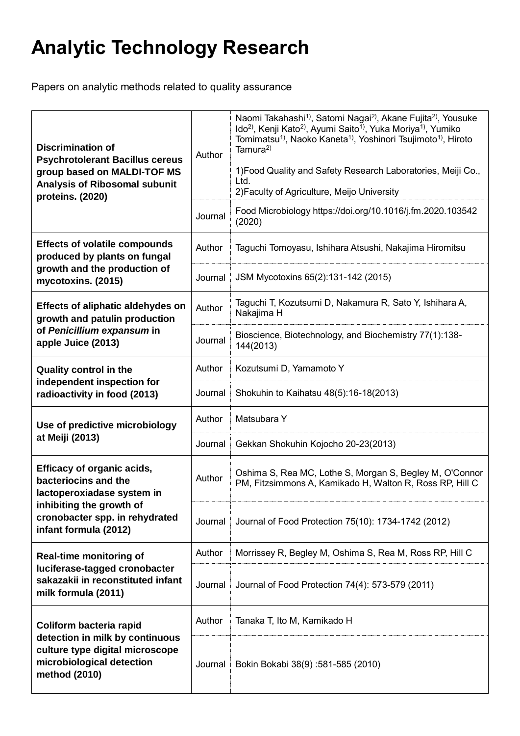# Analytic Technology Research

Papers on analytic methods related to quality assurance

| Title | | |
|---|---|---|
| **Discrimination of Psychrotolerant Bacillus cereus group based on MALDI-TOF MS Analysis of Ribosomal subunit proteins. (2020)** | Author | Naomi Takahashi[1], Satomi Nagai[2], Akane Fujita[2], Yousuke Ido[2], Kenji Kato[2], Ayumi Saito[1], Yuka Moriya[1], Yumiko Tomimatsu[1], Naoko Kaneta[1], Yoshinori Tsujimoto[1], Hiroto Tamura[2]<br><br>1)Food Quality and Safety Research Laboratories, Meiji Co., Ltd.<br>2)Faculty of Agriculture, Meijo University |
| | Journal | Food Microbiology https://doi.org/10.1016/j.fm.2020.103542 (2020) |
| **Effects of volatile compounds produced by plants on fungal growth and the production of mycotoxins. (2015)** | Author | Taguchi Tomoyasu, Ishihara Atsushi, Nakajima Hiromitsu |
| | Journal | JSM Mycotoxins 65(2):131-142 (2015) |
| **Effects of aliphatic aldehydes on growth and patulin production of *Penicillium expansum* in apple Juice (2013)** | Author | Taguchi T, Kozutsumi D, Nakamura R, Sato Y, Ishihara A, Nakajima H |
| | Journal | Bioscience, Biotechnology, and Biochemistry 77(1):138-144(2013) |
| **Quality control in the independent inspection for radioactivity in food (2013)** | Author | Kozutsumi D, Yamamoto Y |
| | Journal | Shokuhin to Kaihatsu 48(5):16-18(2013) |
| **Use of predictive microbiology at Meiji (2013)** | Author | Matsubara Y |
| | Journal | Gekkan Shokuhin Kojocho 20-23(2013) |
| **Efficacy of organic acids, bacteriocins and the lactoperoxiadase system in inhibiting the growth of cronobacter spp. in rehydrated infant formula (2012)** | Author | Oshima S, Rea MC, Lothe S, Morgan S, Begley M, O'Connor PM, Fitzsimmons A, Kamikado H, Walton R, Ross RP, Hill C |
| | Journal | Journal of Food Protection 75(10): 1734-1742 (2012) |
| **Real-time monitoring of luciferase-tagged cronobacter sakazakii in reconstituted infant milk formula (2011)** | Author | Morrissey R, Begley M, Oshima S, Rea M, Ross RP, Hill C |
| | Journal | Journal of Food Protection 74(4): 573-579 (2011) |
| **Coliform bacteria rapid detection in milk by continuous culture type digital microscope microbiological detection method (2010)** | Author | Tanaka T, Ito M, Kamikado H |
| | Journal | Bokin Bokabi 38(9) :581-585 (2010) |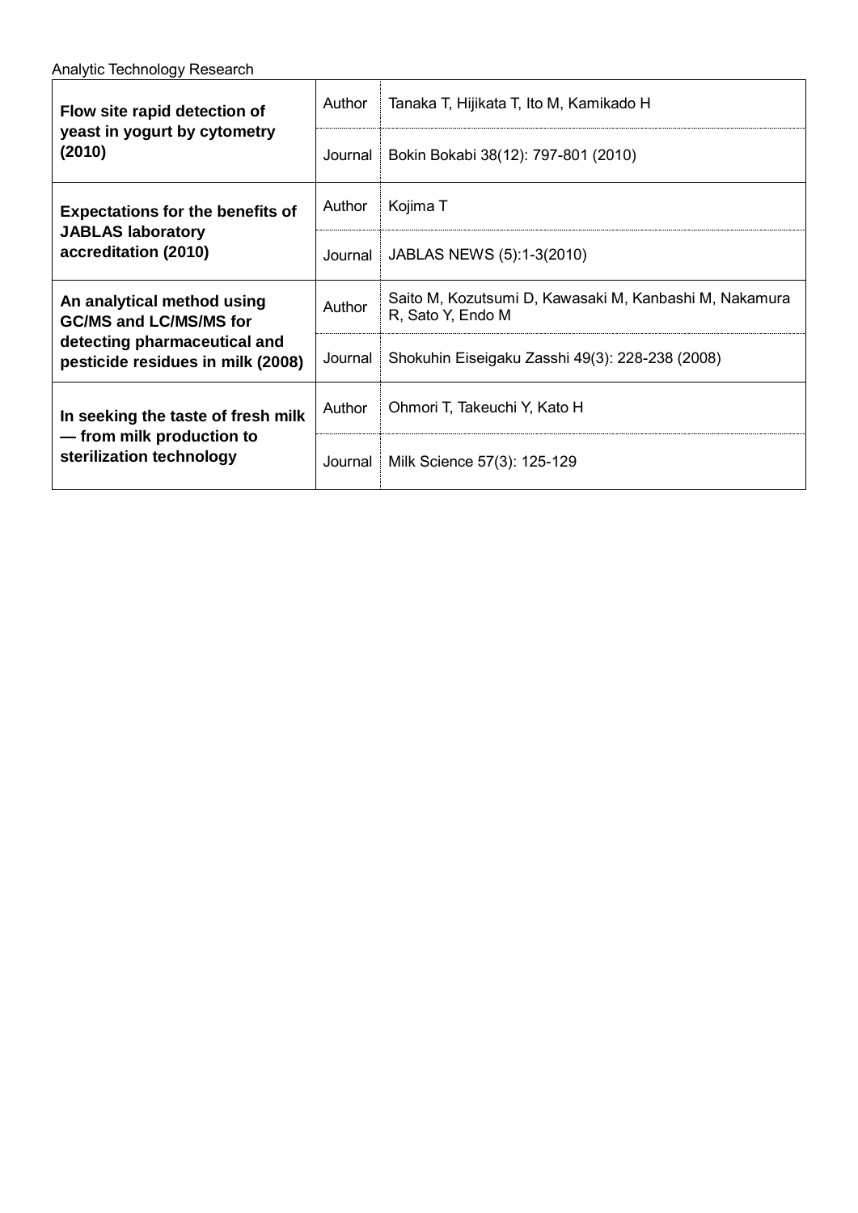Analytic Technology Research

| | | |
|---|---|---|
| **Flow site rapid detection of yeast in yogurt by cytometry (2010)** | Author | Tanaka T, Hijikata T, Ito M, Kamikado H |
| | Journal | Bokin Bokabi 38(12): 797-801 (2010) |
| **Expectations for the benefits of JABLAS laboratory accreditation (2010)** | Author | Kojima T |
| | Journal | JABLAS NEWS (5):1-3(2010) |
| **An analytical method using GC/MS and LC/MS/MS for detecting pharmaceutical and pesticide residues in milk (2008)** | Author | Saito M, Kozutsumi D, Kawasaki M, Kanbashi M, Nakamura R, Sato Y, Endo M |
| | Journal | Shokuhin Eiseigaku Zasshi 49(3): 228-238 (2008) |
| **In seeking the taste of fresh milk — from milk production to sterilization technology** | Author | Ohmori T, Takeuchi Y, Kato H |
| | Journal | Milk Science 57(3): 125-129 |